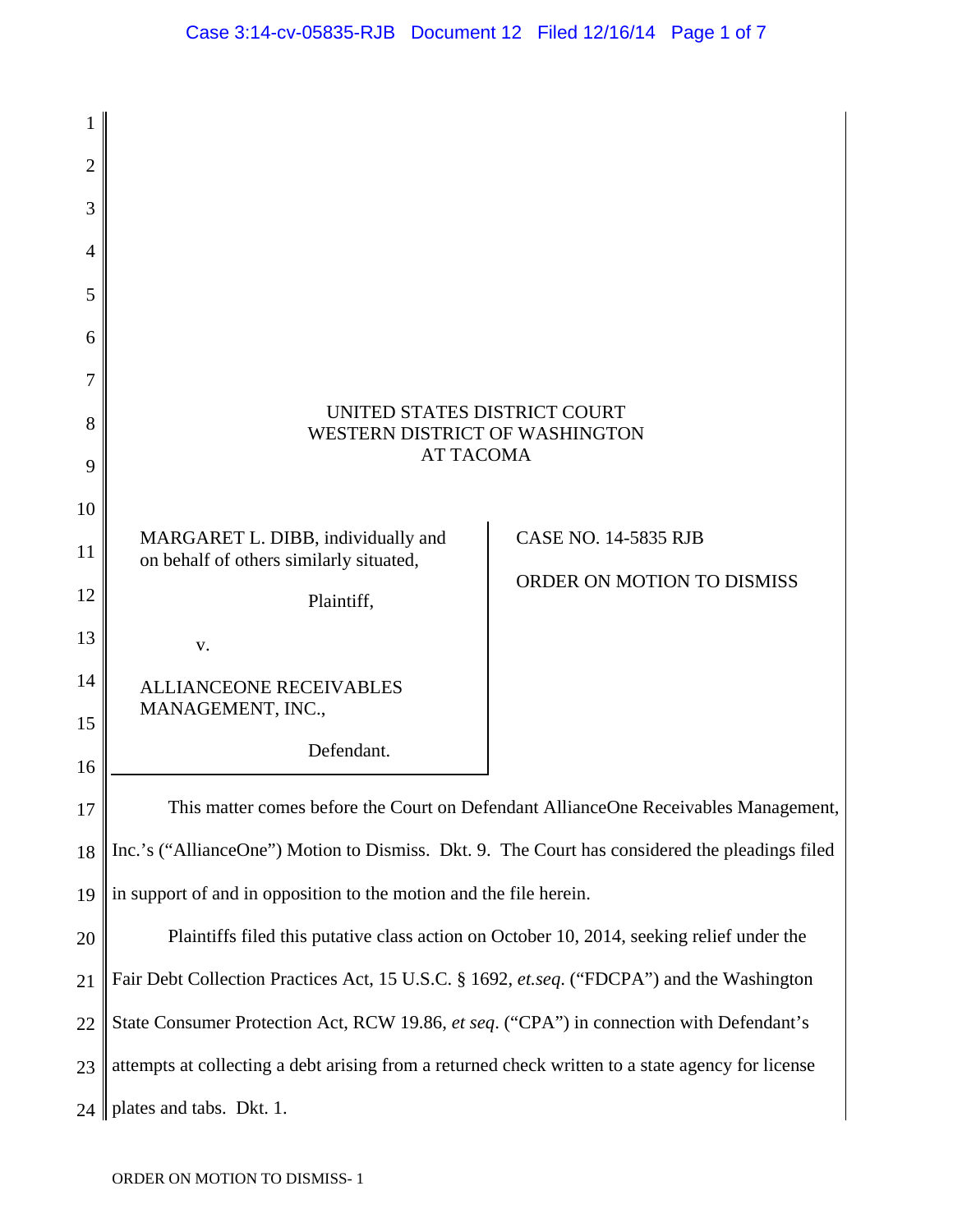UNITED STATES DISTRICT COURT
WESTERN DISTRICT OF WASHINGTON
AT TACOMA

| | |
|---|---|
| MARGARET L. DIBB, individually and on behalf of others similarly situated,<br><br>Plaintiff,<br><br>v.<br><br>ALLIANCEONE RECEIVABLES MANAGEMENT, INC.,<br><br>Defendant. | CASE NO. 14-5835 RJB<br><br>ORDER ON MOTION TO DISMISS |

This matter comes before the Court on Defendant AllianceOne Receivables Management, Inc.'s ("AllianceOne") Motion to Dismiss. Dkt. 9. The Court has considered the pleadings filed in support of and in opposition to the motion and the file herein.

Plaintiffs filed this putative class action on October 10, 2014, seeking relief under the Fair Debt Collection Practices Act, 15 U.S.C. § 1692, *et.seq*. ("FDCPA") and the Washington State Consumer Protection Act, RCW 19.86, *et seq*. ("CPA") in connection with Defendant's attempts at collecting a debt arising from a returned check written to a state agency for license plates and tabs. Dkt. 1.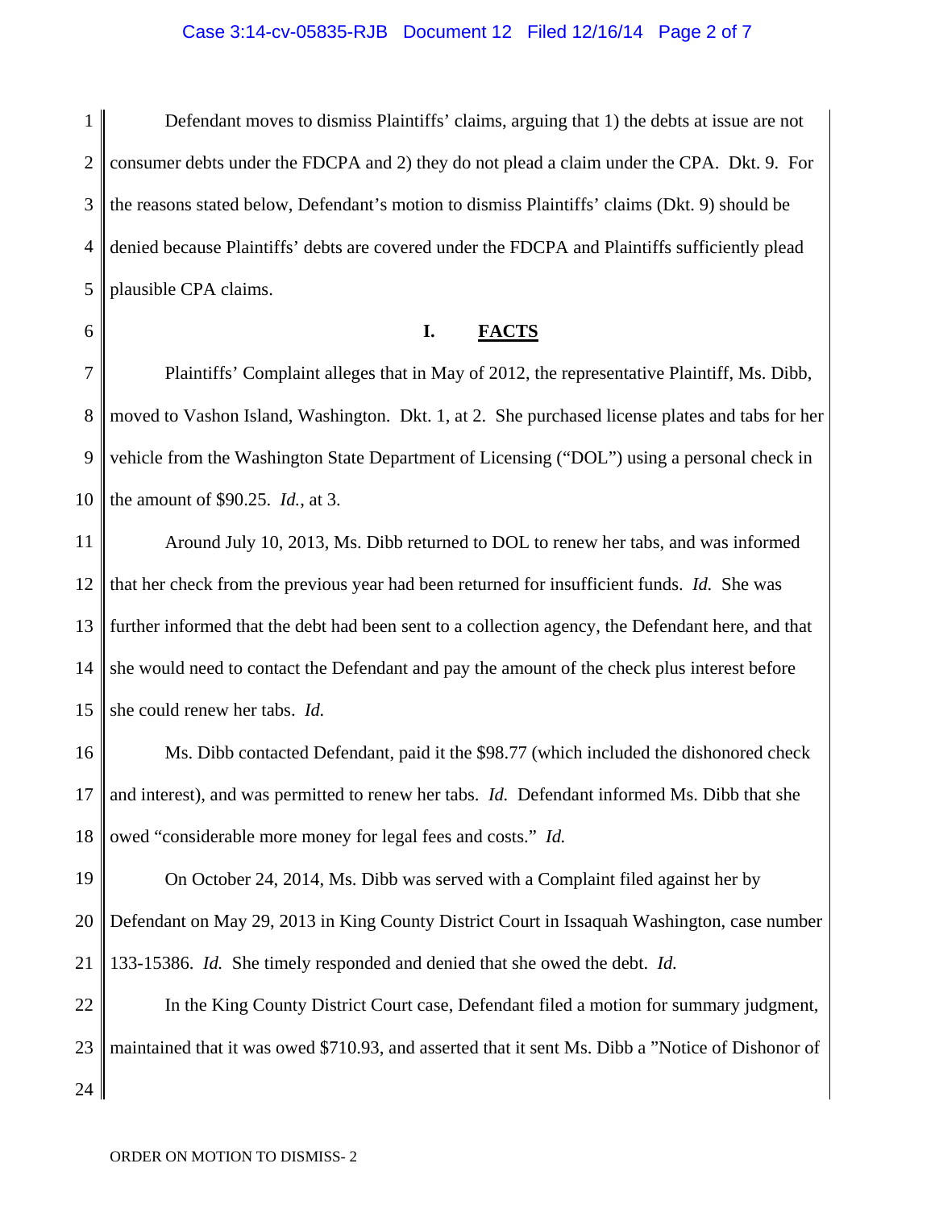Defendant moves to dismiss Plaintiffs' claims, arguing that 1) the debts at issue are not consumer debts under the FDCPA and 2) they do not plead a claim under the CPA. Dkt. 9. For the reasons stated below, Defendant's motion to dismiss Plaintiffs' claims (Dkt. 9) should be denied because Plaintiffs' debts are covered under the FDCPA and Plaintiffs sufficiently plead plausible CPA claims.

## I. FACTS

Plaintiffs' Complaint alleges that in May of 2012, the representative Plaintiff, Ms. Dibb, moved to Vashon Island, Washington. Dkt. 1, at 2. She purchased license plates and tabs for her vehicle from the Washington State Department of Licensing ("DOL") using a personal check in the amount of $90.25. *Id.*, at 3.

Around July 10, 2013, Ms. Dibb returned to DOL to renew her tabs, and was informed that her check from the previous year had been returned for insufficient funds. *Id.* She was further informed that the debt had been sent to a collection agency, the Defendant here, and that she would need to contact the Defendant and pay the amount of the check plus interest before she could renew her tabs. *Id.*

Ms. Dibb contacted Defendant, paid it the $98.77 (which included the dishonored check and interest), and was permitted to renew her tabs. *Id.* Defendant informed Ms. Dibb that she owed "considerable more money for legal fees and costs." *Id.*

On October 24, 2014, Ms. Dibb was served with a Complaint filed against her by Defendant on May 29, 2013 in King County District Court in Issaquah Washington, case number 133-15386. *Id.* She timely responded and denied that she owed the debt. *Id.*

In the King County District Court case, Defendant filed a motion for summary judgment, maintained that it was owed $710.93, and asserted that it sent Ms. Dibb a "Notice of Dishonor of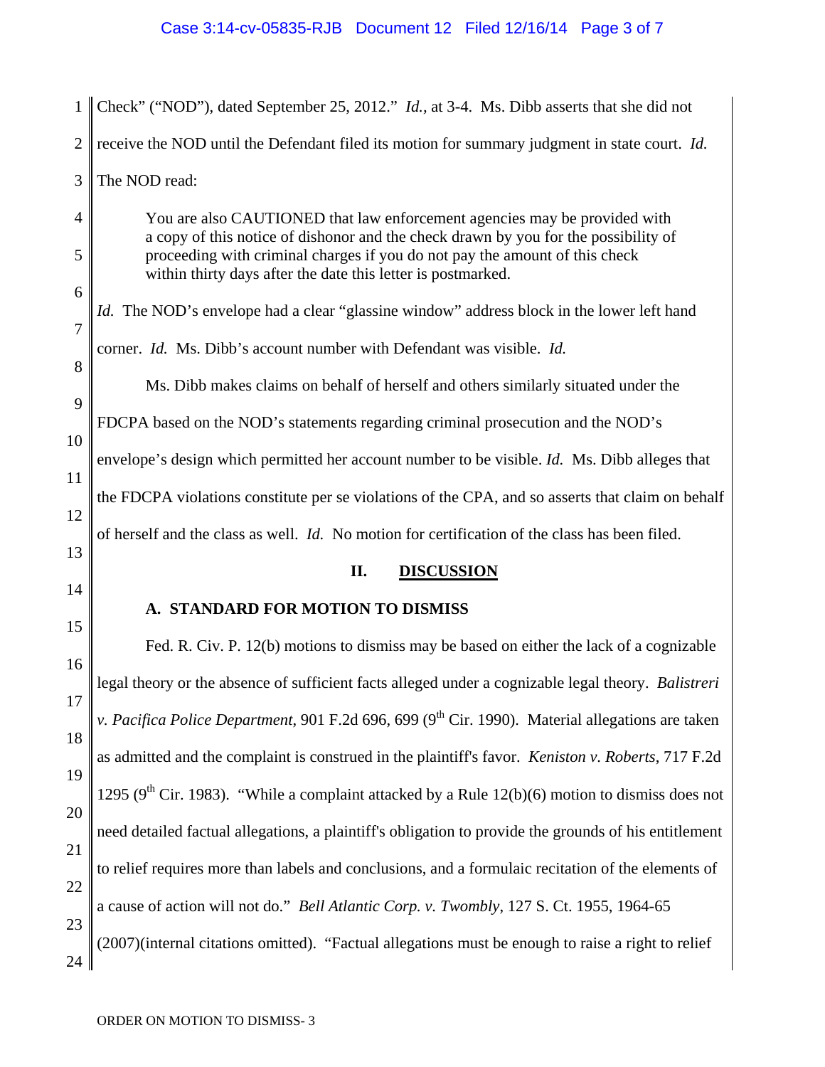Check" ("NOD"), dated September 25, 2012." *Id.*, at 3-4. Ms. Dibb asserts that she did not receive the NOD until the Defendant filed its motion for summary judgment in state court. *Id.* The NOD read:

> You are also CAUTIONED that law enforcement agencies may be provided with a copy of this notice of dishonor and the check drawn by you for the possibility of proceeding with criminal charges if you do not pay the amount of this check within thirty days after the date this letter is postmarked.

*Id.* The NOD's envelope had a clear "glassine window" address block in the lower left hand corner. *Id.* Ms. Dibb's account number with Defendant was visible. *Id.*

Ms. Dibb makes claims on behalf of herself and others similarly situated under the FDCPA based on the NOD's statements regarding criminal prosecution and the NOD's envelope's design which permitted her account number to be visible. *Id.* Ms. Dibb alleges that the FDCPA violations constitute per se violations of the CPA, and so asserts that claim on behalf of herself and the class as well. *Id.* No motion for certification of the class has been filed.

## II. DISCUSSION

### A. STANDARD FOR MOTION TO DISMISS

Fed. R. Civ. P. 12(b) motions to dismiss may be based on either the lack of a cognizable legal theory or the absence of sufficient facts alleged under a cognizable legal theory. *Balistreri v. Pacifica Police Department*, 901 F.2d 696, 699 (9th Cir. 1990). Material allegations are taken as admitted and the complaint is construed in the plaintiff's favor. *Keniston v. Roberts*, 717 F.2d 1295 (9th Cir. 1983). "While a complaint attacked by a Rule 12(b)(6) motion to dismiss does not need detailed factual allegations, a plaintiff's obligation to provide the grounds of his entitlement to relief requires more than labels and conclusions, and a formulaic recitation of the elements of a cause of action will not do." *Bell Atlantic Corp. v. Twombly*, 127 S. Ct. 1955, 1964-65 (2007)(internal citations omitted). "Factual allegations must be enough to raise a right to relief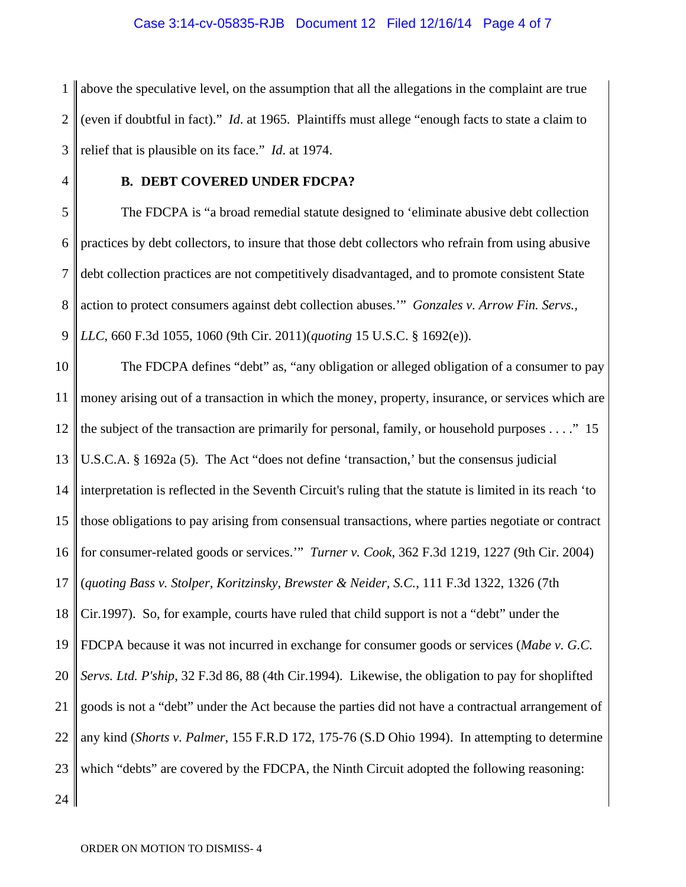above the speculative level, on the assumption that all the allegations in the complaint are true (even if doubtful in fact)." *Id*. at 1965. Plaintiffs must allege "enough facts to state a claim to relief that is plausible on its face." *Id.* at 1974.

**B. DEBT COVERED UNDER FDCPA?**

The FDCPA is "a broad remedial statute designed to 'eliminate abusive debt collection practices by debt collectors, to insure that those debt collectors who refrain from using abusive debt collection practices are not competitively disadvantaged, and to promote consistent State action to protect consumers against debt collection abuses.'" *Gonzales v. Arrow Fin. Servs., LLC*, 660 F.3d 1055, 1060 (9th Cir. 2011)(*quoting* 15 U.S.C. § 1692(e)).

The FDCPA defines "debt" as, "any obligation or alleged obligation of a consumer to pay money arising out of a transaction in which the money, property, insurance, or services which are the subject of the transaction are primarily for personal, family, or household purposes . . . ." 15 U.S.C.A. § 1692a (5). The Act "does not define 'transaction,' but the consensus judicial interpretation is reflected in the Seventh Circuit's ruling that the statute is limited in its reach 'to those obligations to pay arising from consensual transactions, where parties negotiate or contract for consumer-related goods or services.'" *Turner v. Cook*, 362 F.3d 1219, 1227 (9th Cir. 2004) (*quoting Bass v. Stolper, Koritzinsky, Brewster & Neider, S.C.*, 111 F.3d 1322, 1326 (7th Cir.1997). So, for example, courts have ruled that child support is not a "debt" under the FDCPA because it was not incurred in exchange for consumer goods or services (*Mabe v. G.C. Servs. Ltd. P'ship*, 32 F.3d 86, 88 (4th Cir.1994). Likewise, the obligation to pay for shoplifted goods is not a "debt" under the Act because the parties did not have a contractual arrangement of any kind (*Shorts v. Palmer*, 155 F.R.D 172, 175-76 (S.D Ohio 1994). In attempting to determine which "debts" are covered by the FDCPA, the Ninth Circuit adopted the following reasoning: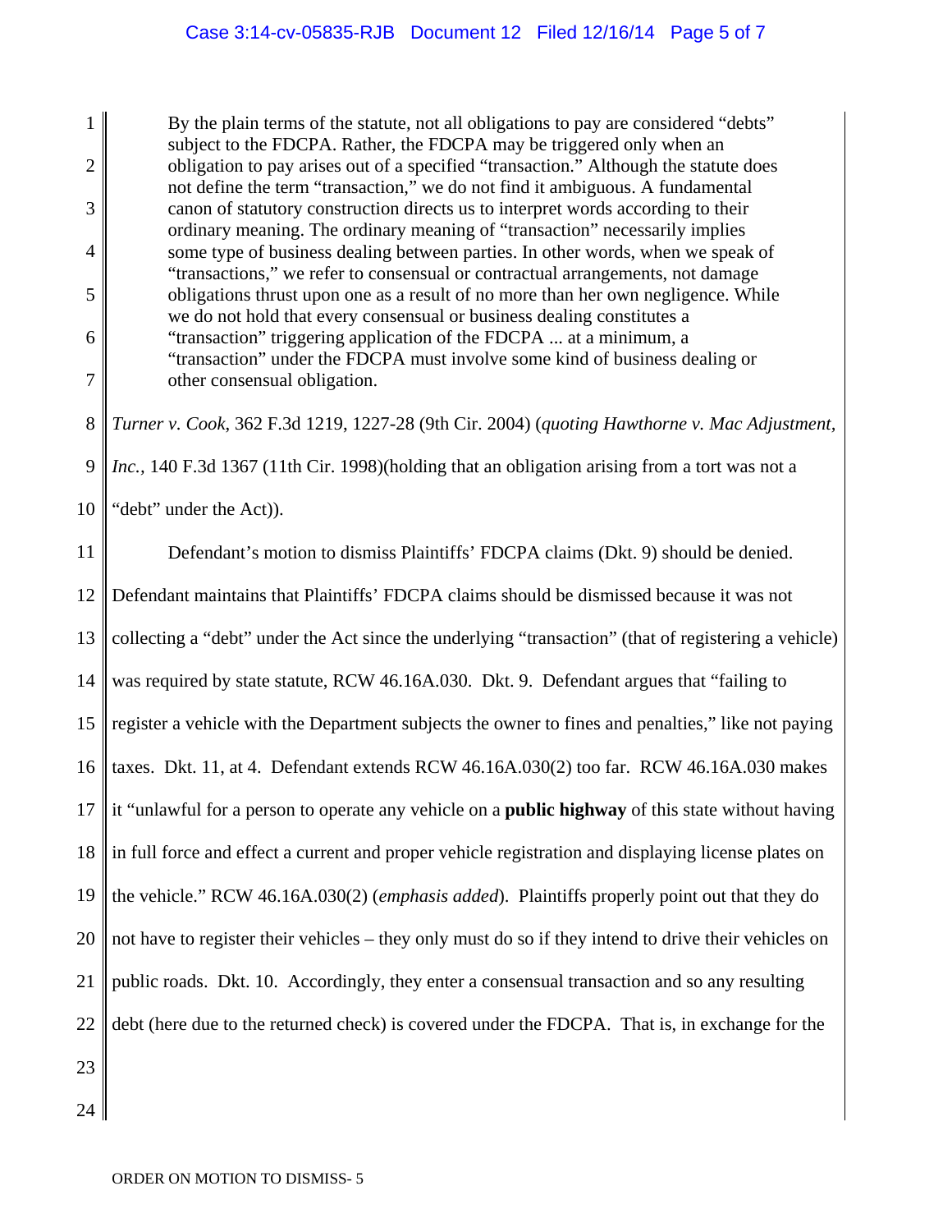> By the plain terms of the statute, not all obligations to pay are considered "debts" subject to the FDCPA. Rather, the FDCPA may be triggered only when an obligation to pay arises out of a specified "transaction." Although the statute does not define the term "transaction," we do not find it ambiguous. A fundamental canon of statutory construction directs us to interpret words according to their ordinary meaning. The ordinary meaning of "transaction" necessarily implies some type of business dealing between parties. In other words, when we speak of "transactions," we refer to consensual or contractual arrangements, not damage obligations thrust upon one as a result of no more than her own negligence. While we do not hold that every consensual or business dealing constitutes a "transaction" triggering application of the FDCPA ... at a minimum, a "transaction" under the FDCPA must involve some kind of business dealing or other consensual obligation.

*Turner v. Cook*, 362 F.3d 1219, 1227-28 (9th Cir. 2004) (*quoting Hawthorne v. Mac Adjustment, Inc.*, 140 F.3d 1367 (11th Cir. 1998)(holding that an obligation arising from a tort was not a "debt" under the Act)).

Defendant's motion to dismiss Plaintiffs' FDCPA claims (Dkt. 9) should be denied. Defendant maintains that Plaintiffs' FDCPA claims should be dismissed because it was not collecting a "debt" under the Act since the underlying "transaction" (that of registering a vehicle) was required by state statute, RCW 46.16A.030. Dkt. 9. Defendant argues that "failing to register a vehicle with the Department subjects the owner to fines and penalties," like not paying taxes. Dkt. 11, at 4. Defendant extends RCW 46.16A.030(2) too far. RCW 46.16A.030 makes it "unlawful for a person to operate any vehicle on a **public highway** of this state without having in full force and effect a current and proper vehicle registration and displaying license plates on the vehicle." RCW 46.16A.030(2) (*emphasis added*). Plaintiffs properly point out that they do not have to register their vehicles – they only must do so if they intend to drive their vehicles on public roads. Dkt. 10. Accordingly, they enter a consensual transaction and so any resulting debt (here due to the returned check) is covered under the FDCPA. That is, in exchange for the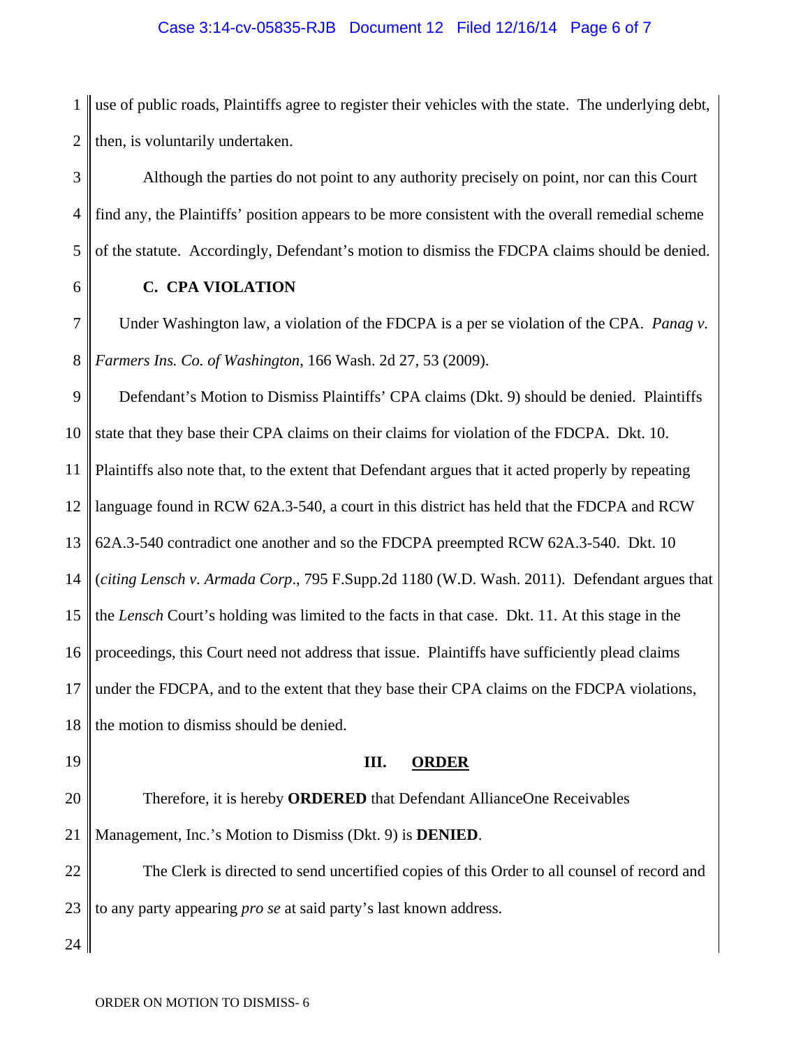use of public roads, Plaintiffs agree to register their vehicles with the state. The underlying debt, then, is voluntarily undertaken.

Although the parties do not point to any authority precisely on point, nor can this Court find any, the Plaintiffs' position appears to be more consistent with the overall remedial scheme of the statute. Accordingly, Defendant's motion to dismiss the FDCPA claims should be denied.

### C. CPA VIOLATION

Under Washington law, a violation of the FDCPA is a per se violation of the CPA. *Panag v. Farmers Ins. Co. of Washington*, 166 Wash. 2d 27, 53 (2009).

Defendant's Motion to Dismiss Plaintiffs' CPA claims (Dkt. 9) should be denied. Plaintiffs state that they base their CPA claims on their claims for violation of the FDCPA. Dkt. 10. Plaintiffs also note that, to the extent that Defendant argues that it acted properly by repeating language found in RCW 62A.3-540, a court in this district has held that the FDCPA and RCW 62A.3-540 contradict one another and so the FDCPA preempted RCW 62A.3-540. Dkt. 10 (*citing Lensch v. Armada Corp*., 795 F.Supp.2d 1180 (W.D. Wash. 2011). Defendant argues that the *Lensch* Court's holding was limited to the facts in that case. Dkt. 11. At this stage in the proceedings, this Court need not address that issue. Plaintiffs have sufficiently plead claims under the FDCPA, and to the extent that they base their CPA claims on the FDCPA violations, the motion to dismiss should be denied.

## III. ORDER

Therefore, it is hereby **ORDERED** that Defendant AllianceOne Receivables Management, Inc.'s Motion to Dismiss (Dkt. 9) is **DENIED**.

The Clerk is directed to send uncertified copies of this Order to all counsel of record and to any party appearing *pro se* at said party's last known address.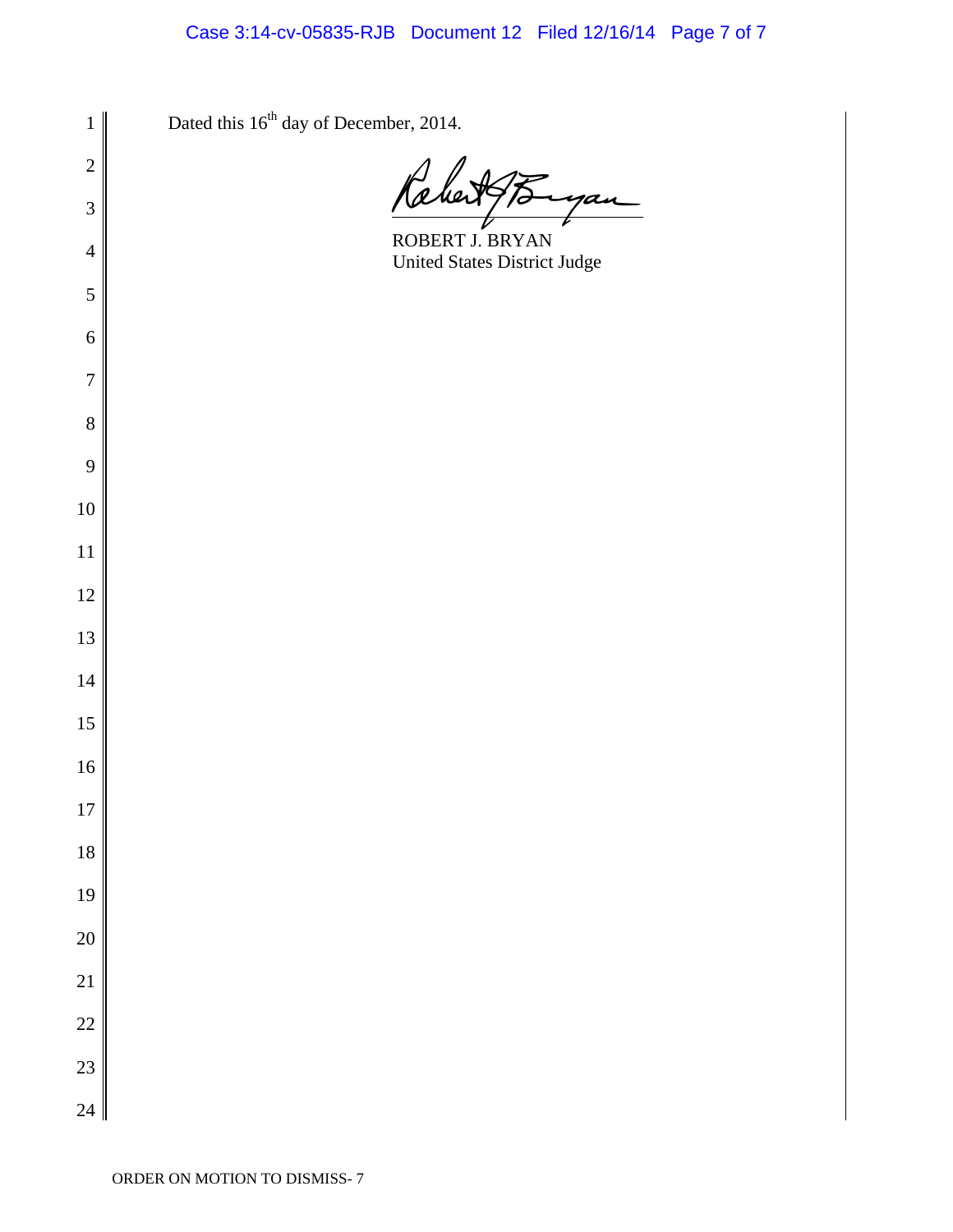Dated this 16th day of December, 2014.

ROBERT J. BRYAN
United States District Judge